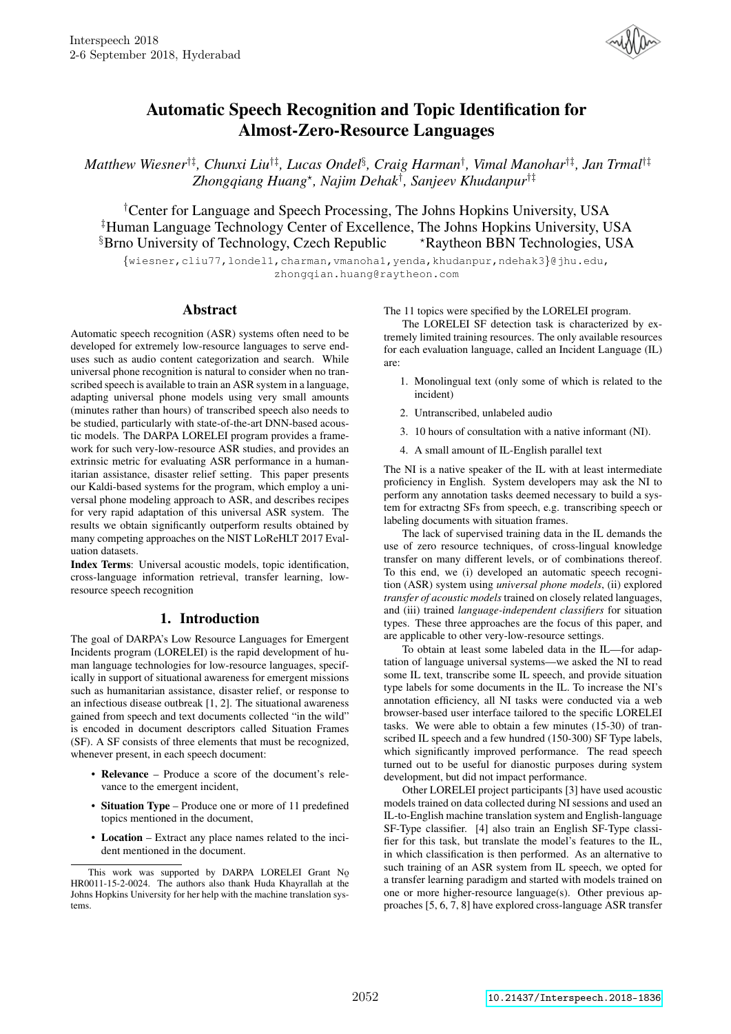# Automatic Speech Recognition and Topic Identification for Almost-Zero-Resource Languages

*Matthew Wiesner[†‡], Chunxi Liu[†‡], Lucas Ondel[§], Craig Harman[†], Vimal Manohar[†‡], Jan Trmal[†‡], Zhongqiang Huang[⋆], Najim Dehak[†], Sanjeev Khudanpur[†‡]*

[†]Center for Language and Speech Processing, The Johns Hopkins University, USA
[‡]Human Language Technology Center of Excellence, The Johns Hopkins University, USA
[§]Brno University of Technology, Czech Republic [⋆]Raytheon BBN Technologies, USA

{wiesner,cliu77,londel1,charman,vmanoha1,yenda,khudanpur,ndehak3}@jhu.edu, zhongqian.huang@raytheon.com

## Abstract

Automatic speech recognition (ASR) systems often need to be developed for extremely low-resource languages to serve end-uses such as audio content categorization and search. While universal phone recognition is natural to consider when no transcribed speech is available to train an ASR system in a language, adapting universal phone models using very small amounts (minutes rather than hours) of transcribed speech also needs to be studied, particularly with state-of-the-art DNN-based acoustic models. The DARPA LORELEI program provides a framework for such very-low-resource ASR studies, and provides an extrinsic metric for evaluating ASR performance in a humanitarian assistance, disaster relief setting. This paper presents our Kaldi-based systems for the program, which employ a universal phone modeling approach to ASR, and describes recipes for very rapid adaptation of this universal ASR system. The results we obtain significantly outperform results obtained by many competing approaches on the NIST LoReHLT 2017 Evaluation datasets.

**Index Terms**: Universal acoustic models, topic identification, cross-language information retrieval, transfer learning, low-resource speech recognition

## 1. Introduction

The goal of DARPA's Low Resource Languages for Emergent Incidents program (LORELEI) is the rapid development of human language technologies for low-resource languages, specifically in support of situational awareness for emergent missions such as humanitarian assistance, disaster relief, or response to an infectious disease outbreak [1, 2]. The situational awareness gained from speech and text documents collected "in the wild" is encoded in document descriptors called Situation Frames (SF). A SF consists of three elements that must be recognized, whenever present, in each speech document:

- **Relevance** – Produce a score of the document's relevance to the emergent incident,
- **Situation Type** – Produce one or more of 11 predefined topics mentioned in the document,
- **Location** – Extract any place names related to the incident mentioned in the document.

The 11 topics were specified by the LORELEI program.

The LORELEI SF detection task is characterized by extremely limited training resources. The only available resources for each evaluation language, called an Incident Language (IL) are:

1. Monolingual text (only some of which is related to the incident)
2. Untranscribed, unlabeled audio
3. 10 hours of consultation with a native informant (NI).
4. A small amount of IL-English parallel text

The NI is a native speaker of the IL with at least intermediate proficiency in English. System developers may ask the NI to perform any annotation tasks deemed necessary to build a system for extractng SFs from speech, e.g. transcribing speech or labeling documents with situation frames.

The lack of supervised training data in the IL demands the use of zero resource techniques, of cross-lingual knowledge transfer on many different levels, or of combinations thereof. To this end, we (i) developed an automatic speech recognition (ASR) system using *universal phone models*, (ii) explored *transfer of acoustic models* trained on closely related languages, and (iii) trained *language-independent classifiers* for situation types. These three approaches are the focus of this paper, and are applicable to other very-low-resource settings.

To obtain at least some labeled data in the IL—for adaptation of language universal systems—we asked the NI to read some IL text, transcribe some IL speech, and provide situation type labels for some documents in the IL. To increase the NI's annotation efficiency, all NI tasks were conducted via a web browser-based user interface tailored to the specific LORELEI tasks. We were able to obtain a few minutes (15-30) of transcribed IL speech and a few hundred (150-300) SF Type labels, which significantly improved performance. The read speech turned out to be useful for dianostic purposes during system development, but did not impact performance.

Other LORELEI project participants [3] have used acoustic models trained on data collected during NI sessions and used an IL-to-English machine translation system and English-language SF-Type classifier. [4] also train an English SF-Type classifier for this task, but translate the model's features to the IL, in which classification is then performed. As an alternative to such training of an ASR system from IL speech, we opted for a transfer learning paradigm and started with models trained on one or more higher-resource language(s). Other previous approaches [5, 6, 7, 8] have explored cross-language ASR transfer

This work was supported by DARPA LORELEI Grant No HR0011-15-2-0024. The authors also thank Huda Khayrallah at the Johns Hopkins University for her help with the machine translation systems.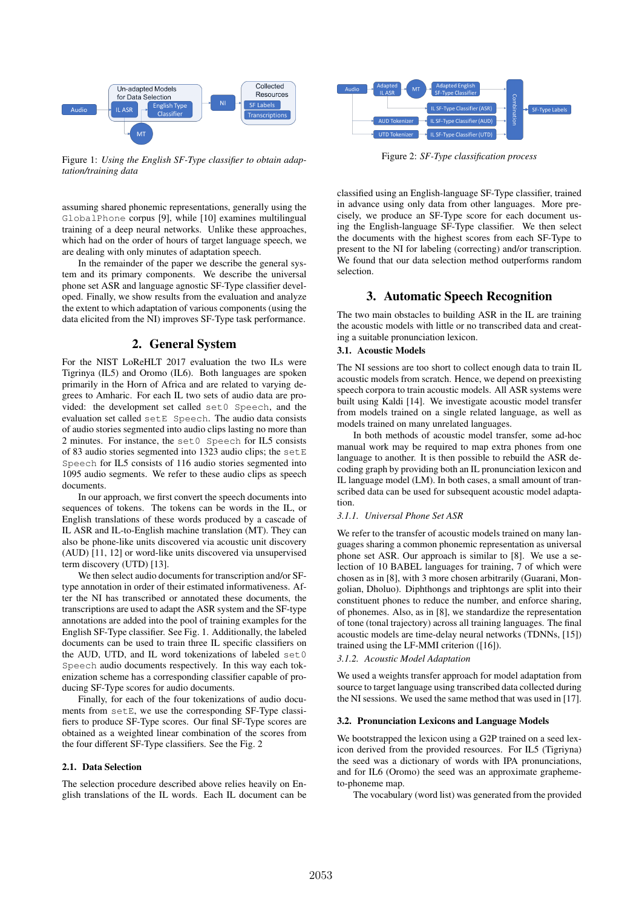Figure 1: *Using the English SF-Type classifier to obtain adaptation/training data*

Figure 2: *SF-Type classification process*

assuming shared phonemic representations, generally using the GlobalPhone corpus [9], while [10] examines multilingual training of a deep neural networks. Unlike these approaches, which had on the order of hours of target language speech, we are dealing with only minutes of adaptation speech.

In the remainder of the paper we describe the general system and its primary components. We describe the universal phone set ASR and language agnostic SF-Type classifier developed. Finally, we show results from the evaluation and analyze the extent to which adaptation of various components (using the data elicited from the NI) improves SF-Type task performance.

## 2. General System

For the NIST LoReHLT 2017 evaluation the two ILs were Tigrinya (IL5) and Oromo (IL6). Both languages are spoken primarily in the Horn of Africa and are related to varying degrees to Amharic. For each IL two sets of audio data are provided: the development set called `set0 Speech`, and the evaluation set called `setE Speech`. The audio data consists of audio stories segmented into audio clips lasting no more than 2 minutes. For instance, the `set0 Speech` for IL5 consists of 83 audio stories segmented into 1323 audio clips; the `setE Speech` for IL5 consists of 116 audio stories segmented into 1095 audio segments. We refer to these audio clips as speech documents.

In our approach, we first convert the speech documents into sequences of tokens. The tokens can be words in the IL, or English translations of these words produced by a cascade of IL ASR and IL-to-English machine translation (MT). They can also be phone-like units discovered via acoustic unit discovery (AUD) [11, 12] or word-like units discovered via unsupervised term discovery (UTD) [13].

We then select audio documents for transcription and/or SF-type annotation in order of their estimated informativeness. After the NI has transcribed or annotated these documents, the transcriptions are used to adapt the ASR system and the SF-type annotations are added into the pool of training examples for the English SF-Type classifier. See Fig. 1. Additionally, the labeled documents can be used to train three IL specific classifiers on the AUD, UTD, and IL word tokenizations of labeled `set0 Speech` audio documents respectively. In this way each tokenization scheme has a corresponding classifier capable of producing SF-Type scores for audio documents.

Finally, for each of the four tokenizations of audio documents from `setE`, we use the corresponding SF-Type classifiers to produce SF-Type scores. Our final SF-Type scores are obtained as a weighted linear combination of the scores from the four different SF-Type classifiers. See the Fig. 2

### 2.1. Data Selection

The selection procedure described above relies heavily on English translations of the IL words. Each IL document can be classified using an English-language SF-Type classifier, trained in advance using only data from other languages. More precisely, we produce an SF-Type score for each document using the English-language SF-Type classifier. We then select the documents with the highest scores from each SF-Type to present to the NI for labeling (correcting) and/or transcription. We found that our data selection method outperforms random selection.

## 3. Automatic Speech Recognition

The two main obstacles to building ASR in the IL are training the acoustic models with little or no transcribed data and creating a suitable pronunciation lexicon.

### 3.1. Acoustic Models

The NI sessions are too short to collect enough data to train IL acoustic models from scratch. Hence, we depend on preexisting speech corpora to train acoustic models. All ASR systems were built using Kaldi [14]. We investigate acoustic model transfer from models trained on a single related language, as well as models trained on many unrelated languages.

In both methods of acoustic model transfer, some ad-hoc manual work may be required to map extra phones from one language to another. It is then possible to rebuild the ASR decoding graph by providing both an IL pronunciation lexicon and IL language model (LM). In both cases, a small amount of transcribed data can be used for subsequent acoustic model adaptation.

#### *3.1.1. Universal Phone Set ASR*

We refer to the transfer of acoustic models trained on many languages sharing a common phonemic representation as a universal phone set ASR. Our approach is similar to [8]. We use a selection of 10 BABEL languages for training, 7 of which were chosen as in [8], with 3 more chosen arbitrarily (Guarani, Mongolian, Dholuo). Diphthongs and triphtongs are split into their constituent phones to reduce the number, and enforce sharing, of phonemes. Also, as in [8], we standardize the representation of tone (tonal trajectory) across all training languages. The final acoustic models are time-delay neural networks (TDNNs, [15]) trained using the LF-MMI criterion ([16]).

#### *3.1.2. Acoustic Model Adaptation*

We used a weights transfer approach for model adaptation from source to target language using transcribed data collected during the NI sessions. We used the same method that was used in [17].

### 3.2. Pronunciation Lexicons and Language Models

We bootstrapped the lexicon using a G2P trained on a seed lexicon derived from the provided resources. For IL5 (Tigriyna) the seed was a dictionary of words with IPA pronunciations, and for IL6 (Oromo) the seed was an approximate grapheme-to-phoneme map.

The vocabulary (word list) was generated from the provided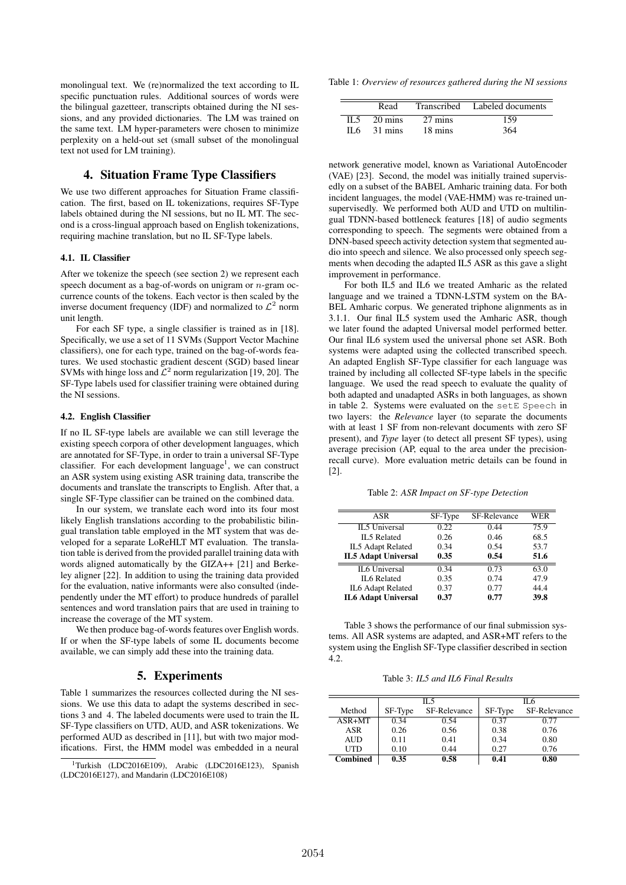monolingual text. We (re)normalized the text according to IL specific punctuation rules. Additional sources of words were the bilingual gazetteer, transcripts obtained during the NI sessions, and any provided dictionaries. The LM was trained on the same text. LM hyper-parameters were chosen to minimize perplexity on a held-out set (small subset of the monolingual text not used for LM training).

## 4. Situation Frame Type Classifiers

We use two different approaches for Situation Frame classification. The first, based on IL tokenizations, requires SF-Type labels obtained during the NI sessions, but no IL MT. The second is a cross-lingual approach based on English tokenizations, requiring machine translation, but no IL SF-Type labels.

### 4.1. IL Classifier

After we tokenize the speech (see section 2) we represent each speech document as a bag-of-words on unigram or $n$-gram occurrence counts of the tokens. Each vector is then scaled by the inverse document frequency (IDF) and normalized to $\mathcal{L}^2$ norm unit length.

For each SF type, a single classifier is trained as in [18]. Specifically, we use a set of 11 SVMs (Support Vector Machine classifiers), one for each type, trained on the bag-of-words features. We used stochastic gradient descent (SGD) based linear SVMs with hinge loss and $\mathcal{L}^2$ norm regularization [19, 20]. The SF-Type labels used for classifier training were obtained during the NI sessions.

### 4.2. English Classifier

If no IL SF-type labels are available we can still leverage the existing speech corpora of other development languages, which are annotated for SF-Type, in order to train a universal SF-Type classifier. For each development language[1], we can construct an ASR system using existing ASR training data, transcribe the documents and translate the transcripts to English. After that, a single SF-Type classifier can be trained on the combined data.

In our system, we translate each word into its four most likely English translations according to the probabilistic bilingual translation table employed in the MT system that was developed for a separate LoReHLT MT evaluation. The translation table is derived from the provided parallel training data with words aligned automatically by the GIZA++ [21] and Berkeley aligner [22]. In addition to using the training data provided for the evaluation, native informants were also consulted (independently under the MT effort) to produce hundreds of parallel sentences and word translation pairs that are used in training to increase the coverage of the MT system.

We then produce bag-of-words features over English words. If or when the SF-type labels of some IL documents become available, we can simply add these into the training data.

## 5. Experiments

Table 1 summarizes the resources collected during the NI sessions. We use this data to adapt the systems described in sections 3 and 4. The labeled documents were used to train the IL SF-Type classifiers on UTD, AUD, and ASR tokenizations. We performed AUD as described in [11], but with two major modifications. First, the HMM model was embedded in a neural network generative model, known as Variational AutoEncoder (VAE) [23]. Second, the model was initially trained supervisedly on a subset of the BABEL Amharic training data. For both incident languages, the model (VAE-HMM) was re-trained unsupervisedly. We performed both AUD and UTD on multilingual TDNN-based bottleneck features [18] of audio segments corresponding to speech. The segments were obtained from a DNN-based speech activity detection system that segmented audio into speech and silence. We also processed only speech segments when decoding the adapted IL5 ASR as this gave a slight improvement in performance.

[1] Turkish (LDC2016E109), Arabic (LDC2016E123), Spanish (LDC2016E127), and Mandarin (LDC2016E108)

Table 1: *Overview of resources gathered during the NI sessions*

| | Read | Transcribed | Labeled documents |
|---|---|---|---|
| IL5 | 20 mins | 27 mins | 159 |
| IL6 | 31 mins | 18 mins | 364 |

For both IL5 and IL6 we treated Amharic as the related language and we trained a TDNN-LSTM system on the BABEL Amharic corpus. We generated triphone alignments as in 3.1.1. Our final IL5 system used the Amharic ASR, though we later found the adapted Universal model performed better. Our final IL6 system used the universal phone set ASR. Both systems were adapted using the collected transcribed speech. An adapted English SF-Type classifier for each language was trained by including all collected SF-type labels in the specific language. We used the read speech to evaluate the quality of both adapted and unadapted ASRs in both languages, as shown in table 2. Systems were evaluated on the `setE Speech` in two layers: the *Relevance* layer (to separate the documents with at least 1 SF from non-relevant documents with zero SF present), and *Type* layer (to detect all present SF types), using average precision (AP, equal to the area under the precision-recall curve). More evaluation metric details can be found in [2].

Table 2: *ASR Impact on SF-type Detection*

| ASR | SF-Type | SF-Relevance | WER |
|---|---|---|---|
| IL5 Universal | 0.22 | 0.44 | 75.9 |
| IL5 Related | 0.26 | 0.46 | 68.5 |
| IL5 Adapt Related | 0.34 | 0.54 | 53.7 |
| **IL5 Adapt Universal** | **0.35** | **0.54** | **51.6** |
| IL6 Universal | 0.34 | 0.73 | 63.0 |
| IL6 Related | 0.35 | 0.74 | 47.9 |
| IL6 Adapt Related | 0.37 | 0.77 | 44.4 |
| **IL6 Adapt Universal** | **0.37** | **0.77** | **39.8** |

Table 3 shows the performance of our final submission systems. All ASR systems are adapted, and ASR+MT refers to the system using the English SF-Type classifier described in section 4.2.

Table 3: *IL5 and IL6 Final Results*

| | IL5 | | IL6 | |
|---|---|---|---|---|
| Method | SF-Type | SF-Relevance | SF-Type | SF-Relevance |
| ASR+MT | 0.34 | 0.54 | 0.37 | 0.77 |
| ASR | 0.26 | 0.56 | 0.38 | 0.76 |
| AUD | 0.11 | 0.41 | 0.34 | 0.80 |
| UTD | 0.10 | 0.44 | 0.27 | 0.76 |
| **Combined** | **0.35** | **0.58** | **0.41** | **0.80** |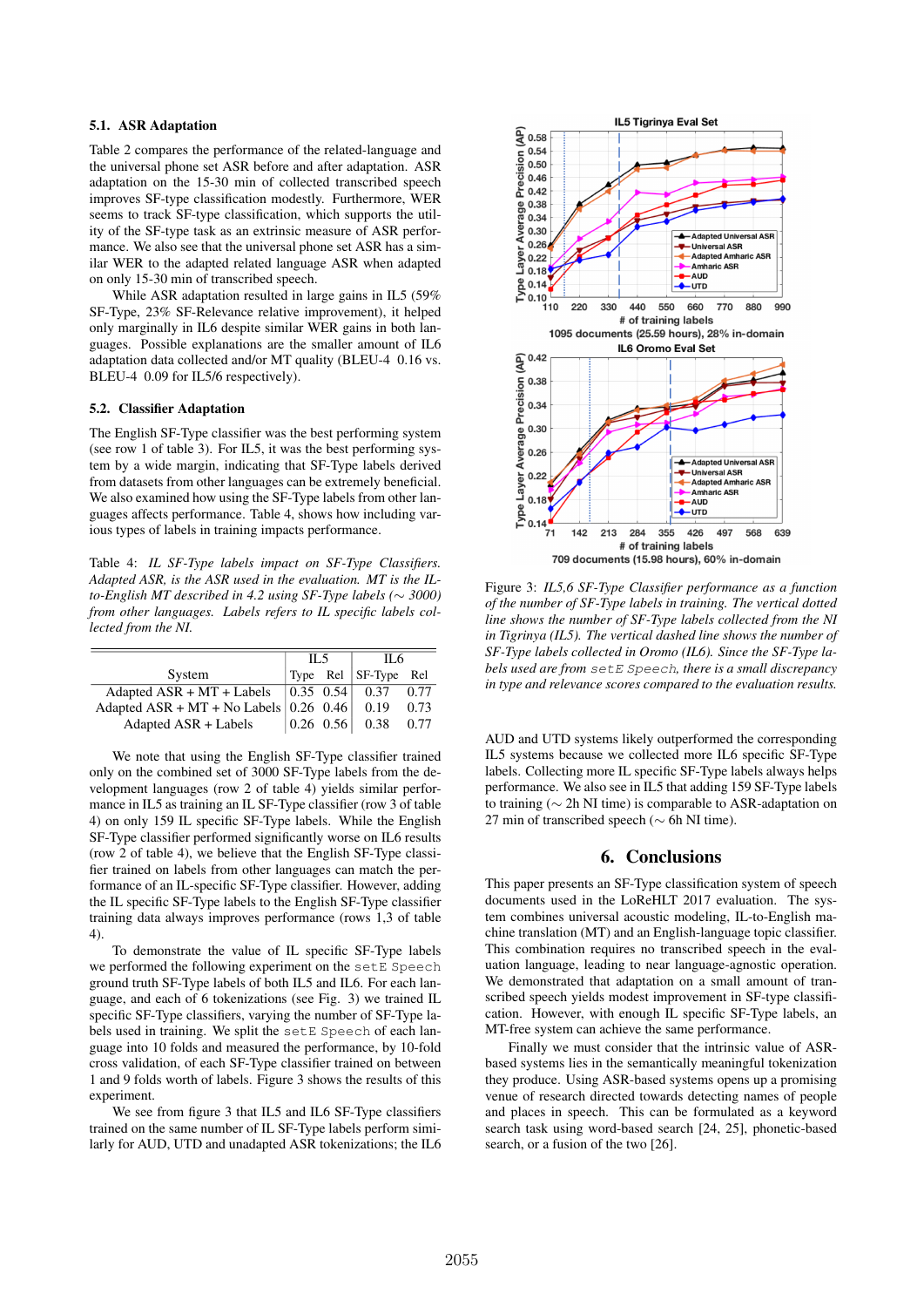### 5.1. ASR Adaptation

Table 2 compares the performance of the related-language and the universal phone set ASR before and after adaptation. ASR adaptation on the 15-30 min of collected transcribed speech improves SF-type classification modestly. Furthermore, WER seems to track SF-type classification, which supports the utility of the SF-type task as an extrinsic measure of ASR performance. We also see that the universal phone set ASR has a similar WER to the adapted related language ASR when adapted on only 15-30 min of transcribed speech.

While ASR adaptation resulted in large gains in IL5 (59% SF-Type, 23% SF-Relevance relative improvement), it helped only marginally in IL6 despite similar WER gains in both languages. Possible explanations are the smaller amount of IL6 adaptation data collected and/or MT quality (BLEU-4 0.16 vs. BLEU-4 0.09 for IL5/6 respectively).

### 5.2. Classifier Adaptation

The English SF-Type classifier was the best performing system (see row 1 of table 3). For IL5, it was the best performing system by a wide margin, indicating that SF-Type labels derived from datasets from other languages can be extremely beneficial. We also examined how using the SF-Type labels from other languages affects performance. Table 4, shows how including various types of labels in training impacts performance.

Table 4: *IL SF-Type labels impact on SF-Type Classifiers. Adapted ASR, is the ASR used in the evaluation. MT is the IL-to-English MT described in 4.2 using SF-Type labels (∼ 3000) from other languages. Labels refers to IL specific labels collected from the NI.*

| System | IL5 | | IL6 | |
|---|---|---|---|---|
| | Type | Rel | SF-Type | Rel |
| Adapted ASR + MT + Labels | 0.35 | 0.54 | 0.37 | 0.77 |
| Adapted ASR + MT + No Labels | 0.26 | 0.46 | 0.19 | 0.73 |
| Adapted ASR + Labels | 0.26 | 0.56 | 0.38 | 0.77 |

We note that using the English SF-Type classifier trained only on the combined set of 3000 SF-Type labels from the development languages (row 2 of table 4) yields similar performance in IL5 as training an IL SF-Type classifier (row 3 of table 4) on only 159 IL specific SF-Type labels. While the English SF-Type classifier performed significantly worse on IL6 results (row 2 of table 4), we believe that the English SF-Type classifier trained on labels from other languages can match the performance of an IL-specific SF-Type classifier. However, adding the IL specific SF-Type labels to the English SF-Type classifier training data always improves performance (rows 1,3 of table 4).

To demonstrate the value of IL specific SF-Type labels we performed the following experiment on the `setE Speech` ground truth SF-Type labels of both IL5 and IL6. For each language, and each of 6 tokenizations (see Fig. 3) we trained IL specific SF-Type classifiers, varying the number of SF-Type labels used in training. We split the `setE Speech` of each language into 10 folds and measured the performance, by 10-fold cross validation, of each SF-Type classifier trained on between 1 and 9 folds worth of labels. Figure 3 shows the results of this experiment.

We see from figure 3 that IL5 and IL6 SF-Type classifiers trained on the same number of IL SF-Type labels perform similarly for AUD, UTD and unadapted ASR tokenizations; the IL6 AUD and UTD systems likely outperformed the corresponding IL5 systems because we collected more IL6 specific SF-Type labels. Collecting more IL specific SF-Type labels always helps performance. We also see in IL5 that adding 159 SF-Type labels to training (∼ 2h NI time) is comparable to ASR-adaptation on 27 min of transcribed speech (∼ 6h NI time).

Figure 3: *IL5,6 SF-Type Classifier performance as a function of the number of SF-Type labels in training. The vertical dotted line shows the number of SF-Type labels collected from the NI in Tigrinya (IL5). The vertical dashed line shows the number of SF-Type labels collected in Oromo (IL6). Since the SF-Type labels used are from* `setE Speech`*, there is a small discrepancy in type and relevance scores compared to the evaluation results.*

## 6. Conclusions

This paper presents an SF-Type classification system of speech documents used in the LoReHLT 2017 evaluation. The system combines universal acoustic modeling, IL-to-English machine translation (MT) and an English-language topic classifier. This combination requires no transcribed speech in the evaluation language, leading to near language-agnostic operation. We demonstrated that adaptation on a small amount of transcribed speech yields modest improvement in SF-type classification. However, with enough IL specific SF-Type labels, an MT-free system can achieve the same performance.

Finally we must consider that the intrinsic value of ASR-based systems lies in the semantically meaningful tokenization they produce. Using ASR-based systems opens up a promising venue of research directed towards detecting names of people and places in speech. This can be formulated as a keyword search task using word-based search [24, 25], phonetic-based search, or a fusion of the two [26].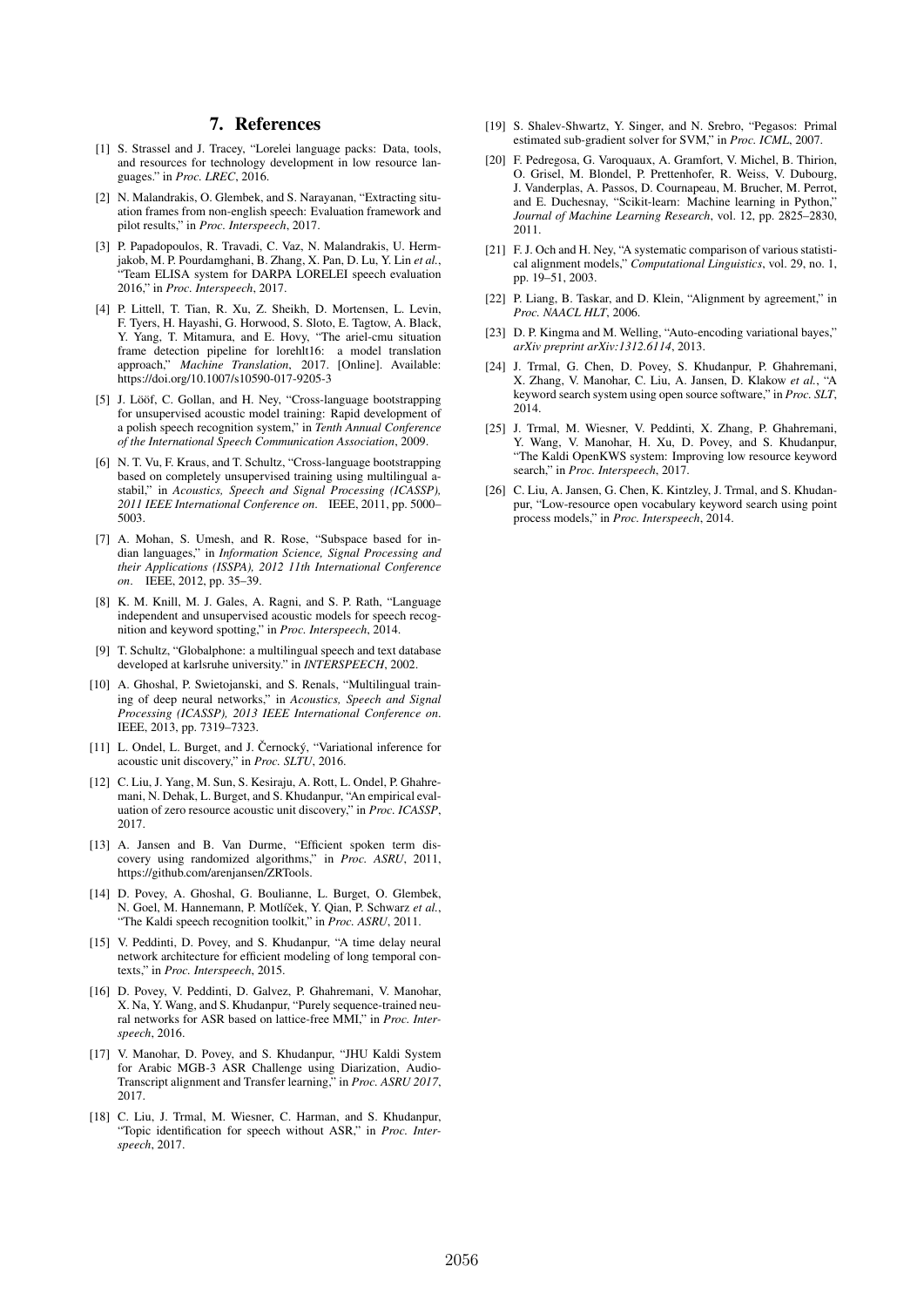## 7. References

[1] S. Strassel and J. Tracey, "Lorelei language packs: Data, tools, and resources for technology development in low resource languages." in *Proc. LREC*, 2016.

[2] N. Malandrakis, O. Glembek, and S. Narayanan, "Extracting situation frames from non-english speech: Evaluation framework and pilot results," in *Proc. Interspeech*, 2017.

[3] P. Papadopoulos, R. Travadi, C. Vaz, N. Malandrakis, U. Hermjakob, M. P. Pourdamghani, B. Zhang, X. Pan, D. Lu, Y. Lin *et al.*, "Team ELISA system for DARPA LORELEI speech evaluation 2016," in *Proc. Interspeech*, 2017.

[4] P. Littell, T. Tian, R. Xu, Z. Sheikh, D. Mortensen, L. Levin, F. Tyers, H. Hayashi, G. Horwood, S. Sloto, E. Tagtow, A. Black, Y. Yang, T. Mitamura, and E. Hovy, "The ariel-cmu situation frame detection pipeline for lorehlt16: a model translation approach," *Machine Translation*, 2017. [Online]. Available: https://doi.org/10.1007/s10590-017-9205-3

[5] J. Lööf, C. Gollan, and H. Ney, "Cross-language bootstrapping for unsupervised acoustic model training: Rapid development of a polish speech recognition system," in *Tenth Annual Conference of the International Speech Communication Association*, 2009.

[6] N. T. Vu, F. Kraus, and T. Schultz, "Cross-language bootstrapping based on completely unsupervised training using multilingual a-stabil," in *Acoustics, Speech and Signal Processing (ICASSP), 2011 IEEE International Conference on*. IEEE, 2011, pp. 5000–5003.

[7] A. Mohan, S. Umesh, and R. Rose, "Subspace based for indian languages," in *Information Science, Signal Processing and their Applications (ISSPA), 2012 11th International Conference on*. IEEE, 2012, pp. 35–39.

[8] K. M. Knill, M. J. Gales, A. Ragni, and S. P. Rath, "Language independent and unsupervised acoustic models for speech recognition and keyword spotting," in *Proc. Interspeech*, 2014.

[9] T. Schultz, "Globalphone: a multilingual speech and text database developed at karlsruhe university." in *INTERSPEECH*, 2002.

[10] A. Ghoshal, P. Swietojanski, and S. Renals, "Multilingual training of deep neural networks," in *Acoustics, Speech and Signal Processing (ICASSP), 2013 IEEE International Conference on*. IEEE, 2013, pp. 7319–7323.

[11] L. Ondel, L. Burget, and J. Černocký, "Variational inference for acoustic unit discovery," in *Proc. SLTU*, 2016.

[12] C. Liu, J. Yang, M. Sun, S. Kesiraju, A. Rott, L. Ondel, P. Ghahremani, N. Dehak, L. Burget, and S. Khudanpur, "An empirical evaluation of zero resource acoustic unit discovery," in *Proc. ICASSP*, 2017.

[13] A. Jansen and B. Van Durme, "Efficient spoken term discovery using randomized algorithms," in *Proc. ASRU*, 2011, https://github.com/arenjansen/ZRTools.

[14] D. Povey, A. Ghoshal, G. Boulianne, L. Burget, O. Glembek, N. Goel, M. Hannemann, P. Motlíček, Y. Qian, P. Schwarz *et al.*, "The Kaldi speech recognition toolkit," in *Proc. ASRU*, 2011.

[15] V. Peddinti, D. Povey, and S. Khudanpur, "A time delay neural network architecture for efficient modeling of long temporal contexts," in *Proc. Interspeech*, 2015.

[16] D. Povey, V. Peddinti, D. Galvez, P. Ghahremani, V. Manohar, X. Na, Y. Wang, and S. Khudanpur, "Purely sequence-trained neural networks for ASR based on lattice-free MMI," in *Proc. Interspeech*, 2016.

[17] V. Manohar, D. Povey, and S. Khudanpur, "JHU Kaldi System for Arabic MGB-3 ASR Challenge using Diarization, Audio-Transcript alignment and Transfer learning," in *Proc. ASRU 2017*, 2017.

[18] C. Liu, J. Trmal, M. Wiesner, C. Harman, and S. Khudanpur, "Topic identification for speech without ASR," in *Proc. Interspeech*, 2017.

[19] S. Shalev-Shwartz, Y. Singer, and N. Srebro, "Pegasos: Primal estimated sub-gradient solver for SVM," in *Proc. ICML*, 2007.

[20] F. Pedregosa, G. Varoquaux, A. Gramfort, V. Michel, B. Thirion, O. Grisel, M. Blondel, P. Prettenhofer, R. Weiss, V. Dubourg, J. Vanderplas, A. Passos, D. Cournapeau, M. Brucher, M. Perrot, and E. Duchesnay, "Scikit-learn: Machine learning in Python," *Journal of Machine Learning Research*, vol. 12, pp. 2825–2830, 2011.

[21] F. J. Och and H. Ney, "A systematic comparison of various statistical alignment models," *Computational Linguistics*, vol. 29, no. 1, pp. 19–51, 2003.

[22] P. Liang, B. Taskar, and D. Klein, "Alignment by agreement," in *Proc. NAACL HLT*, 2006.

[23] D. P. Kingma and M. Welling, "Auto-encoding variational bayes," *arXiv preprint arXiv:1312.6114*, 2013.

[24] J. Trmal, G. Chen, D. Povey, S. Khudanpur, P. Ghahremani, X. Zhang, V. Manohar, C. Liu, A. Jansen, D. Klakow *et al.*, "A keyword search system using open source software," in *Proc. SLT*, 2014.

[25] J. Trmal, M. Wiesner, V. Peddinti, X. Zhang, P. Ghahremani, Y. Wang, V. Manohar, H. Xu, D. Povey, and S. Khudanpur, "The Kaldi OpenKWS system: Improving low resource keyword search," in *Proc. Interspeech*, 2017.

[26] C. Liu, A. Jansen, G. Chen, K. Kintzley, J. Trmal, and S. Khudanpur, "Low-resource open vocabulary keyword search using point process models," in *Proc. Interspeech*, 2014.